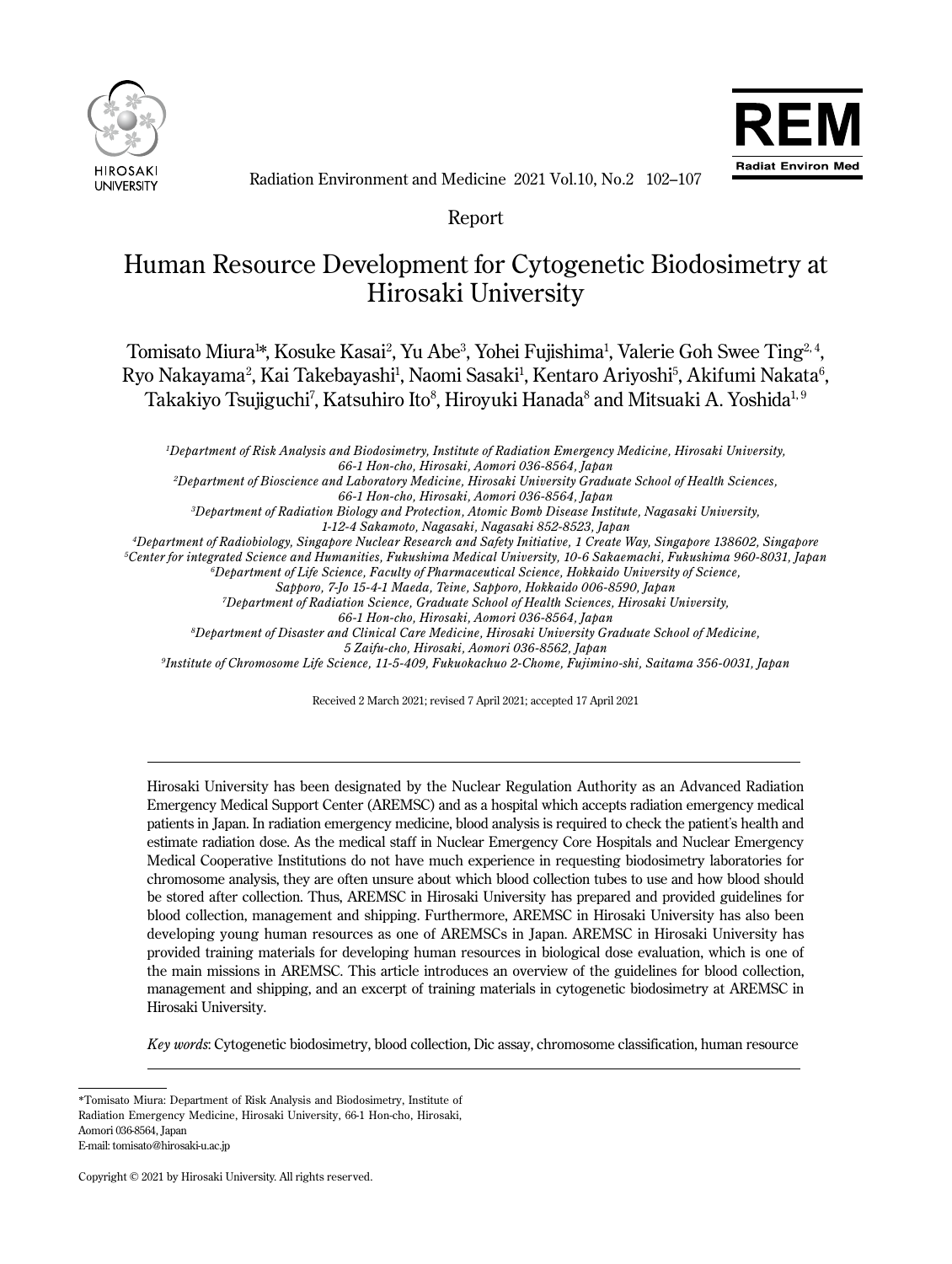Report

# Human Resource Development for Cytogenetic Biodosimetry at Hirosaki University

Tomisato Miura[1]*, Kosuke Kasai[2], Yu Abe[3], Yohei Fujishima[1], Valerie Goh Swee Ting[2,4], Ryo Nakayama[2], Kai Takebayashi[1], Naomi Sasaki[1], Kentaro Ariyoshi[5], Akifumi Nakata[6], Takakiyo Tsujiguchi[7], Katsuhiro Ito[8], Hiroyuki Hanada[8] and Mitsuaki A. Yoshida[1,9]

*[1]Department of Risk Analysis and Biodosimetry, Institute of Radiation Emergency Medicine, Hirosaki University, 66-1 Hon-cho, Hirosaki, Aomori 036-8564, Japan*
*[2]Department of Bioscience and Laboratory Medicine, Hirosaki University Graduate School of Health Sciences, 66-1 Hon-cho, Hirosaki, Aomori 036-8564, Japan*
*[3]Department of Radiation Biology and Protection, Atomic Bomb Disease Institute, Nagasaki University, 1-12-4 Sakamoto, Nagasaki, Nagasaki 852-8523, Japan*
*[4]Department of Radiobiology, Singapore Nuclear Research and Safety Initiative, 1 Create Way, Singapore 138602, Singapore*
*[5]Center for integrated Science and Humanities, Fukushima Medical University, 10-6 Sakaemachi, Fukushima 960-8031, Japan*
*[6]Department of Life Science, Faculty of Pharmaceutical Science, Hokkaido University of Science, Sapporo, 7-Jo 15-4-1 Maeda, Teine, Sapporo, Hokkaido 006-8590, Japan*
*[7]Department of Radiation Science, Graduate School of Health Sciences, Hirosaki University, 66-1 Hon-cho, Hirosaki, Aomori 036-8564, Japan*
*[8]Department of Disaster and Clinical Care Medicine, Hirosaki University Graduate School of Medicine, 5 Zaifu-cho, Hirosaki, Aomori 036-8562, Japan*
*[9]Institute of Chromosome Life Science, 11-5-409, Fukuokachuo 2-Chome, Fujimino-shi, Saitama 356-0031, Japan*

Received 2 March 2021; revised 7 April 2021; accepted 17 April 2021

Hirosaki University has been designated by the Nuclear Regulation Authority as an Advanced Radiation Emergency Medical Support Center (AREMSC) and as a hospital which accepts radiation emergency medical patients in Japan. In radiation emergency medicine, blood analysis is required to check the patient's health and estimate radiation dose. As the medical staff in Nuclear Emergency Core Hospitals and Nuclear Emergency Medical Cooperative Institutions do not have much experience in requesting biodosimetry laboratories for chromosome analysis, they are often unsure about which blood collection tubes to use and how blood should be stored after collection. Thus, AREMSC in Hirosaki University has prepared and provided guidelines for blood collection, management and shipping. Furthermore, AREMSC in Hirosaki University has also been developing young human resources as one of AREMSCs in Japan. AREMSC in Hirosaki University has provided training materials for developing human resources in biological dose evaluation, which is one of the main missions in AREMSC. This article introduces an overview of the guidelines for blood collection, management and shipping, and an excerpt of training materials in cytogenetic biodosimetry at AREMSC in Hirosaki University.

*Key words*: Cytogenetic biodosimetry, blood collection, Dic assay, chromosome classification, human resource

---

*Tomisato Miura: Department of Risk Analysis and Biodosimetry, Institute of Radiation Emergency Medicine, Hirosaki University, 66-1 Hon-cho, Hirosaki, Aomori 036-8564, Japan
E-mail: tomisato@hirosaki-u.ac.jp

Copyright © 2021 by Hirosaki University. All rights reserved.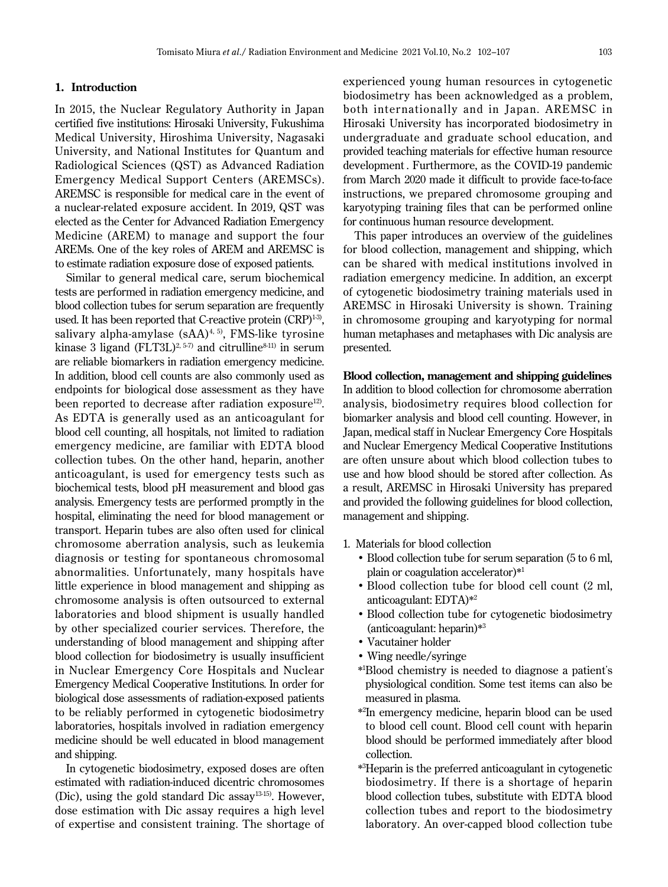## 1. Introduction

In 2015, the Nuclear Regulatory Authority in Japan certified five institutions: Hirosaki University, Fukushima Medical University, Hiroshima University, Nagasaki University, and National Institutes for Quantum and Radiological Sciences (QST) as Advanced Radiation Emergency Medical Support Centers (AREMSCs). AREMSC is responsible for medical care in the event of a nuclear-related exposure accident. In 2019, QST was elected as the Center for Advanced Radiation Emergency Medicine (AREM) to manage and support the four AREMs. One of the key roles of AREM and AREMSC is to estimate radiation exposure dose of exposed patients.

Similar to general medical care, serum biochemical tests are performed in radiation emergency medicine, and blood collection tubes for serum separation are frequently used. It has been reported that C-reactive protein (CRP)[1-3], salivary alpha-amylase (sAA)[4, 5], FMS-like tyrosine kinase 3 ligand (FLT3L)[2, 5-7] and citrulline[8-11] in serum are reliable biomarkers in radiation emergency medicine. In addition, blood cell counts are also commonly used as endpoints for biological dose assessment as they have been reported to decrease after radiation exposure[12]. As EDTA is generally used as an anticoagulant for blood cell counting, all hospitals, not limited to radiation emergency medicine, are familiar with EDTA blood collection tubes. On the other hand, heparin, another anticoagulant, is used for emergency tests such as biochemical tests, blood pH measurement and blood gas analysis. Emergency tests are performed promptly in the hospital, eliminating the need for blood management or transport. Heparin tubes are also often used for clinical chromosome aberration analysis, such as leukemia diagnosis or testing for spontaneous chromosomal abnormalities. Unfortunately, many hospitals have little experience in blood management and shipping as chromosome analysis is often outsourced to external laboratories and blood shipment is usually handled by other specialized courier services. Therefore, the understanding of blood management and shipping after blood collection for biodosimetry is usually insufficient in Nuclear Emergency Core Hospitals and Nuclear Emergency Medical Cooperative Institutions. In order for biological dose assessments of radiation-exposed patients to be reliably performed in cytogenetic biodosimetry laboratories, hospitals involved in radiation emergency medicine should be well educated in blood management and shipping.

In cytogenetic biodosimetry, exposed doses are often estimated with radiation-induced dicentric chromosomes (Dic), using the gold standard Dic assay[13-15]. However, dose estimation with Dic assay requires a high level of expertise and consistent training. The shortage of experienced young human resources in cytogenetic biodosimetry has been acknowledged as a problem, both internationally and in Japan. AREMSC in Hirosaki University has incorporated biodosimetry in undergraduate and graduate school education, and provided teaching materials for effective human resource development . Furthermore, as the COVID-19 pandemic from March 2020 made it difficult to provide face-to-face instructions, we prepared chromosome grouping and karyotyping training files that can be performed online for continuous human resource development.

This paper introduces an overview of the guidelines for blood collection, management and shipping, which can be shared with medical institutions involved in radiation emergency medicine. In addition, an excerpt of cytogenetic biodosimetry training materials used in AREMSC in Hirosaki University is shown. Training in chromosome grouping and karyotyping for normal human metaphases and metaphases with Dic analysis are presented.

**Blood collection, management and shipping guidelines**

In addition to blood collection for chromosome aberration analysis, biodosimetry requires blood collection for biomarker analysis and blood cell counting. However, in Japan, medical staff in Nuclear Emergency Core Hospitals and Nuclear Emergency Medical Cooperative Institutions are often unsure about which blood collection tubes to use and how blood should be stored after collection. As a result, AREMSC in Hirosaki University has prepared and provided the following guidelines for blood collection, management and shipping.

1. Materials for blood collection
   - Blood collection tube for serum separation (5 to 6 ml, plain or coagulation accelerator)*[1]
   - Blood collection tube for blood cell count (2 ml, anticoagulant: EDTA)*[2]
   - Blood collection tube for cytogenetic biodosimetry (anticoagulant: heparin)*[3]
   - Vacutainer holder
   - Wing needle/syringe

   *[1]Blood chemistry is needed to diagnose a patient's physiological condition. Some test items can also be measured in plasma.

   *[2]In emergency medicine, heparin blood can be used to blood cell count. Blood cell count with heparin blood should be performed immediately after blood collection.

   *[3]Heparin is the preferred anticoagulant in cytogenetic biodosimetry. If there is a shortage of heparin blood collection tubes, substitute with EDTA blood collection tubes and report to the biodosimetry laboratory. An over-capped blood collection tube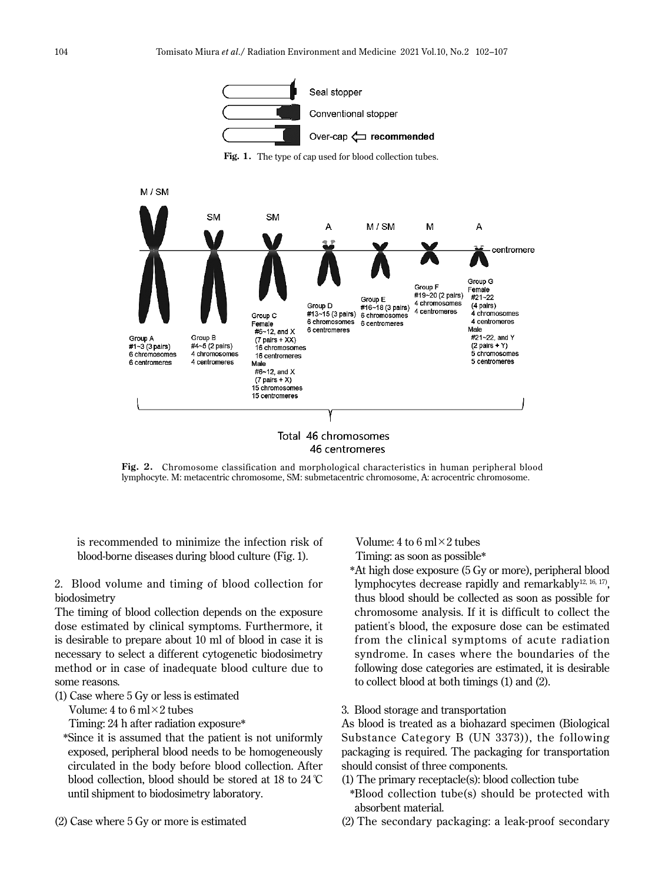Fig. 1. The type of cap used for blood collection tubes.

Fig. 2. Chromosome classification and morphological characteristics in human peripheral blood lymphocyte. M: metacentric chromosome, SM: submetacentric chromosome, A: acrocentric chromosome.

is recommended to minimize the infection risk of blood-borne diseases during blood culture (Fig. 1).

2. Blood volume and timing of blood collection for biodosimetry

The timing of blood collection depends on the exposure dose estimated by clinical symptoms. Furthermore, it is desirable to prepare about 10 ml of blood in case it is necessary to select a different cytogenetic biodosimetry method or in case of inadequate blood culture due to some reasons.

(1) Case where 5 Gy or less is estimated
  Volume: 4 to 6 ml×2 tubes
  Timing: 24 h after radiation exposure*
  *Since it is assumed that the patient is not uniformly exposed, peripheral blood needs to be homogeneously circulated in the body before blood collection. After blood collection, blood should be stored at 18 to 24℃ until shipment to biodosimetry laboratory.

(2) Case where 5 Gy or more is estimated
  Volume: 4 to 6 ml×2 tubes
  Timing: as soon as possible*
  *At high dose exposure (5 Gy or more), peripheral blood lymphocytes decrease rapidly and remarkably[12, 16, 17], thus blood should be collected as soon as possible for chromosome analysis. If it is difficult to collect the patient's blood, the exposure dose can be estimated from the clinical symptoms of acute radiation syndrome. In cases where the boundaries of the following dose categories are estimated, it is desirable to collect blood at both timings (1) and (2).

3. Blood storage and transportation

As blood is treated as a biohazard specimen (Biological Substance Category B (UN 3373)), the following packaging is required. The packaging for transportation should consist of three components.

(1) The primary receptacle(s): blood collection tube
  *Blood collection tube(s) should be protected with absorbent material.

(2) The secondary packaging: a leak-proof secondary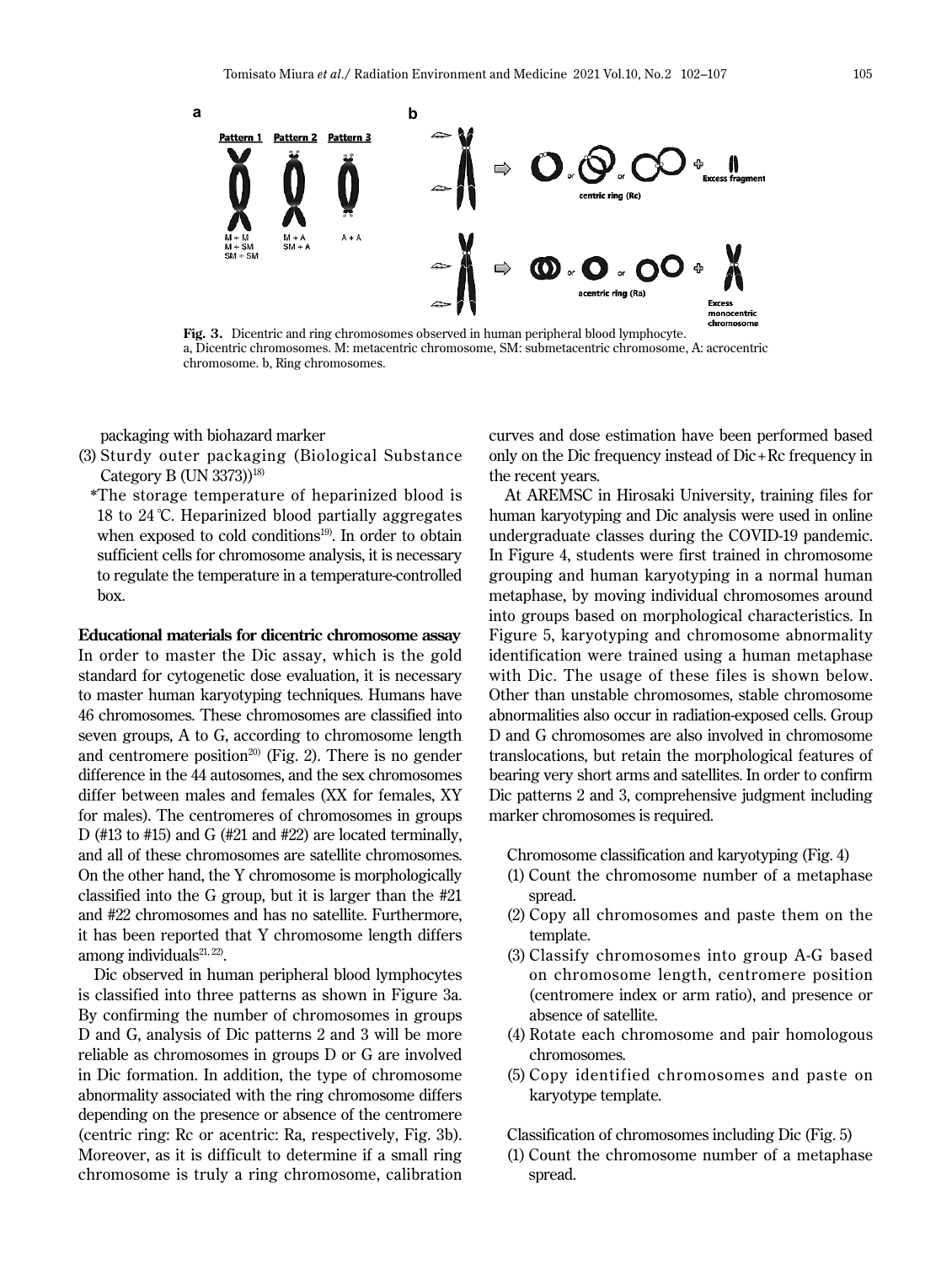a b

Pattern 1 Pattern 2 Pattern 3

M + M
M + SM
SM + SM

M + A
SM + A

A + A

centric ring (Rc)

Excess fragment

acentric ring (Ra)

Excess monocentric chromosome

**Fig. 3.** Dicentric and ring chromosomes observed in human peripheral blood lymphocyte.
a, Dicentric chromosomes. M: metacentric chromosome, SM: submetacentric chromosome, A: acrocentric chromosome. b, Ring chromosomes.

packaging with biohazard marker

(3) Sturdy outer packaging (Biological Substance Category B (UN 3373))[18]

*The storage temperature of heparinized blood is 18 to 24 ℃. Heparinized blood partially aggregates when exposed to cold conditions[19]. In order to obtain sufficient cells for chromosome analysis, it is necessary to regulate the temperature in a temperature-controlled box.

**Educational materials for dicentric chromosome assay**

In order to master the Dic assay, which is the gold standard for cytogenetic dose evaluation, it is necessary to master human karyotyping techniques. Humans have 46 chromosomes. These chromosomes are classified into seven groups, A to G, according to chromosome length and centromere position[20] (Fig. 2). There is no gender difference in the 44 autosomes, and the sex chromosomes differ between males and females (XX for females, XY for males). The centromeres of chromosomes in groups D (#13 to #15) and G (#21 and #22) are located terminally, and all of these chromosomes are satellite chromosomes. On the other hand, the Y chromosome is morphologically classified into the G group, but it is larger than the #21 and #22 chromosomes and has no satellite. Furthermore, it has been reported that Y chromosome length differs among individuals[21, 22].

Dic observed in human peripheral blood lymphocytes is classified into three patterns as shown in Figure 3a. By confirming the number of chromosomes in groups D and G, analysis of Dic patterns 2 and 3 will be more reliable as chromosomes in groups D or G are involved in Dic formation. In addition, the type of chromosome abnormality associated with the ring chromosome differs depending on the presence or absence of the centromere (centric ring: Rc or acentric: Ra, respectively, Fig. 3b). Moreover, as it is difficult to determine if a small ring chromosome is truly a ring chromosome, calibration curves and dose estimation have been performed based only on the Dic frequency instead of Dic+Rc frequency in the recent years.

At AREMSC in Hirosaki University, training files for human karyotyping and Dic analysis were used in online undergraduate classes during the COVID-19 pandemic. In Figure 4, students were first trained in chromosome grouping and human karyotyping in a normal human metaphase, by moving individual chromosomes around into groups based on morphological characteristics. In Figure 5, karyotyping and chromosome abnormality identification were trained using a human metaphase with Dic. The usage of these files is shown below. Other than unstable chromosomes, stable chromosome abnormalities also occur in radiation-exposed cells. Group D and G chromosomes are also involved in chromosome translocations, but retain the morphological features of bearing very short arms and satellites. In order to confirm Dic patterns 2 and 3, comprehensive judgment including marker chromosomes is required.

Chromosome classification and karyotyping (Fig. 4)

(1) Count the chromosome number of a metaphase spread.
(2) Copy all chromosomes and paste them on the template.
(3) Classify chromosomes into group A-G based on chromosome length, centromere position (centromere index or arm ratio), and presence or absence of satellite.
(4) Rotate each chromosome and pair homologous chromosomes.
(5) Copy identified chromosomes and paste on karyotype template.

Classification of chromosomes including Dic (Fig. 5)

(1) Count the chromosome number of a metaphase spread.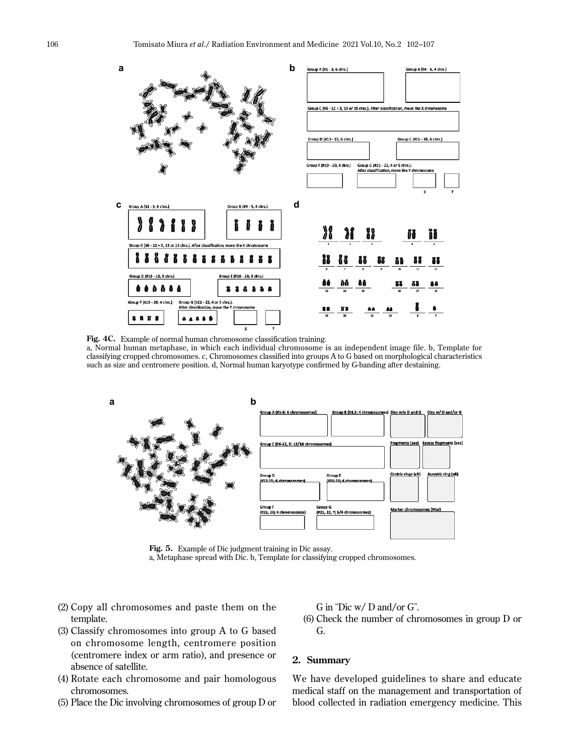**Fig. 4C.** Example of normal human chromosome classification training.
a, Normal human metaphase, in which each individual chromosome is an independent image file. b, Template for classifying cropped chromosomes. c, Chromosomes classified into groups A to G based on morphological characteristics such as size and centromere position. d, Normal human karyotype confirmed by G-banding after destaining.

**Fig. 5.** Example of Dic judgment training in Dic assay.
a, Metaphase spread with Dic. b, Template for classifying cropped chromosomes.

(2) Copy all chromosomes and paste them on the template.
(3) Classify chromosomes into group A to G based on chromosome length, centromere position (centromere index or arm ratio), and presence or absence of satellite.
(4) Rotate each chromosome and pair homologous chromosomes.
(5) Place the Dic involving chromosomes of group D or G in "Dic w/ D and/or G".
(6) Check the number of chromosomes in group D or G.

## 2. Summary

We have developed guidelines to share and educate medical staff on the management and transportation of blood collected in radiation emergency medicine. This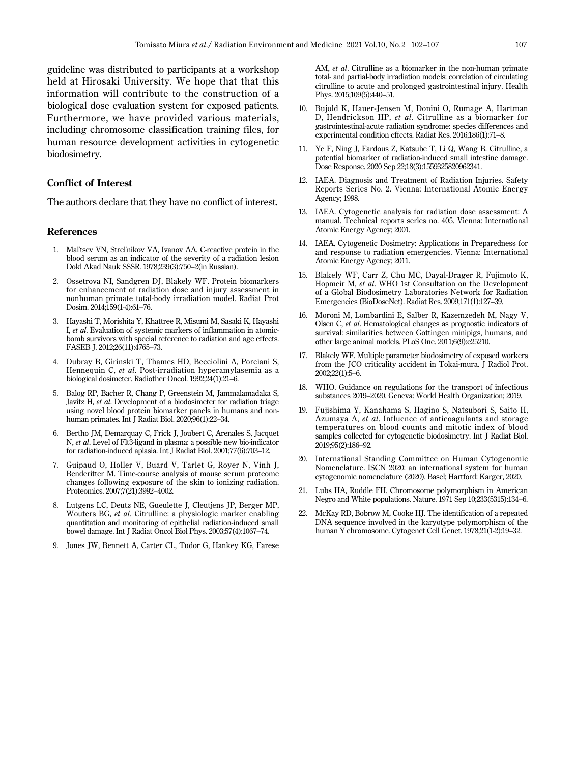guideline was distributed to participants at a workshop held at Hirosaki University. We hope that that this information will contribute to the construction of a biological dose evaluation system for exposed patients. Furthermore, we have provided various materials, including chromosome classification training files, for human resource development activities in cytogenetic biodosimetry.

## Conflict of Interest

The authors declare that they have no conflict of interest.

## References

1. Mal'tsev VN, Strel'nikov VA, Ivanov AA. C-reactive protein in the blood serum as an indicator of the severity of a radiation lesion Dokl Akad Nauk SSSR. 1978;239(3):750–2(in Russian).
2. Ossetrova NI, Sandgren DJ, Blakely WF. Protein biomarkers for enhancement of radiation dose and injury assessment in nonhuman primate total-body irradiation model. Radiat Prot Dosim. 2014;159(1-4):61–76.
3. Hayashi T, Morishita Y, Khattree R, Misumi M, Sasaki K, Hayashi I, *et al*. Evaluation of systemic markers of inflammation in atomic-bomb survivors with special reference to radiation and age effects. FASEB J. 2012;26(11):4765–73.
4. Dubray B, Girinski T, Thames HD, Becciolini A, Porciani S, Hennequin C, *et al*. Post-irradiation hyperamylasemia as a biological dosimeter. Radiother Oncol. 1992;24(1):21–6.
5. Balog RP, Bacher R, Chang P, Greenstein M, Jammalamadaka S, Javitz H, *et al*. Development of a biodosimeter for radiation triage using novel blood protein biomarker panels in humans and non-human primates. Int J Radiat Biol. 2020;96(1):22–34.
6. Bertho JM, Demarquay C, Frick J, Joubert C, Arenales S, Jacquet N, *et al*. Level of Flt3-ligand in plasma: a possible new bio-indicator for radiation-induced aplasia. Int J Radiat Biol. 2001;77(6):703–12.
7. Guipaud O, Holler V, Buard V, Tarlet G, Royer N, Vinh J, Benderitter M. Time-course analysis of mouse serum proteome changes following exposure of the skin to ionizing radiation. Proteomics. 2007;7(21):3992–4002.
8. Lutgens LC, Deutz NE, Gueulette J, Cleutjens JP, Berger MP, Wouters BG, *et al*. Citrulline: a physiologic marker enabling quantitation and monitoring of epithelial radiation-induced small bowel damage. Int J Radiat Oncol Biol Phys. 2003;57(4):1067–74.
9. Jones JW, Bennett A, Carter CL, Tudor G, Hankey KG, Farese AM, *et al*. Citrulline as a biomarker in the non-human primate total- and partial-body irradiation models: correlation of circulating citrulline to acute and prolonged gastrointestinal injury. Health Phys. 2015;109(5):440–51.
10. Bujold K, Hauer-Jensen M, Donini O, Rumage A, Hartman D, Hendrickson HP, *et al*. Citrulline as a biomarker for gastrointestinal-acute radiation syndrome: species differences and experimental condition effects. Radiat Res. 2016;186(1):71–8.
11. Ye F, Ning J, Fardous Z, Katsube T, Li Q, Wang B. Citrulline, a potential biomarker of radiation-induced small intestine damage. Dose Response. 2020 Sep 22;18(3):1559325820962341.
12. IAEA. Diagnosis and Treatment of Radiation Injuries. Safety Reports Series No. 2. Vienna: International Atomic Energy Agency; 1998.
13. IAEA. Cytogenetic analysis for radiation dose assessment: A manual. Technical reports series no. 405. Vienna: International Atomic Energy Agency; 2001.
14. IAEA. Cytogenetic Dosimetry: Applications in Preparedness for and response to radiation emergencies. Vienna: International Atomic Energy Agency; 2011.
15. Blakely WF, Carr Z, Chu MC, Dayal-Drager R, Fujimoto K, Hopmeir M, *et al*. WHO 1st Consultation on the Development of a Global Biodosimetry Laboratories Network for Radiation Emergencies (BioDoseNet). Radiat Res. 2009;171(1):127–39.
16. Moroni M, Lombardini E, Salber R, Kazemzedeh M, Nagy V, Olsen C, *et al*. Hematological changes as prognostic indicators of survival: similarities between Gottingen minipigs, humans, and other large animal models. PLoS One. 2011;6(9):e25210.
17. Blakely WF. Multiple parameter biodosimetry of exposed workers from the JCO criticality accident in Tokai-mura. J Radiol Prot. 2002;22(1):5–6.
18. WHO. Guidance on regulations for the transport of infectious substances 2019–2020. Geneva: World Health Organization; 2019.
19. Fujishima Y, Kanahama S, Hagino S, Natsubori S, Saito H, Azumaya A, *et al*. Influence of anticoagulants and storage temperatures on blood counts and mitotic index of blood samples collected for cytogenetic biodosimetry. Int J Radiat Biol. 2019;95(2):186–92.
20. International Standing Committee on Human Cytogenomic Nomenclature. ISCN 2020: an international system for human cytogenomic nomenclature (2020). Basel; Hartford: Karger, 2020.
21. Lubs HA, Ruddle FH. Chromosome polymorphism in American Negro and White populations. Nature. 1971 Sep 10;233(5315):134–6.
22. McKay RD, Bobrow M, Cooke HJ. The identification of a repeated DNA sequence involved in the karyotype polymorphism of the human Y chromosome. Cytogenet Cell Genet. 1978;21(1-2):19–32.